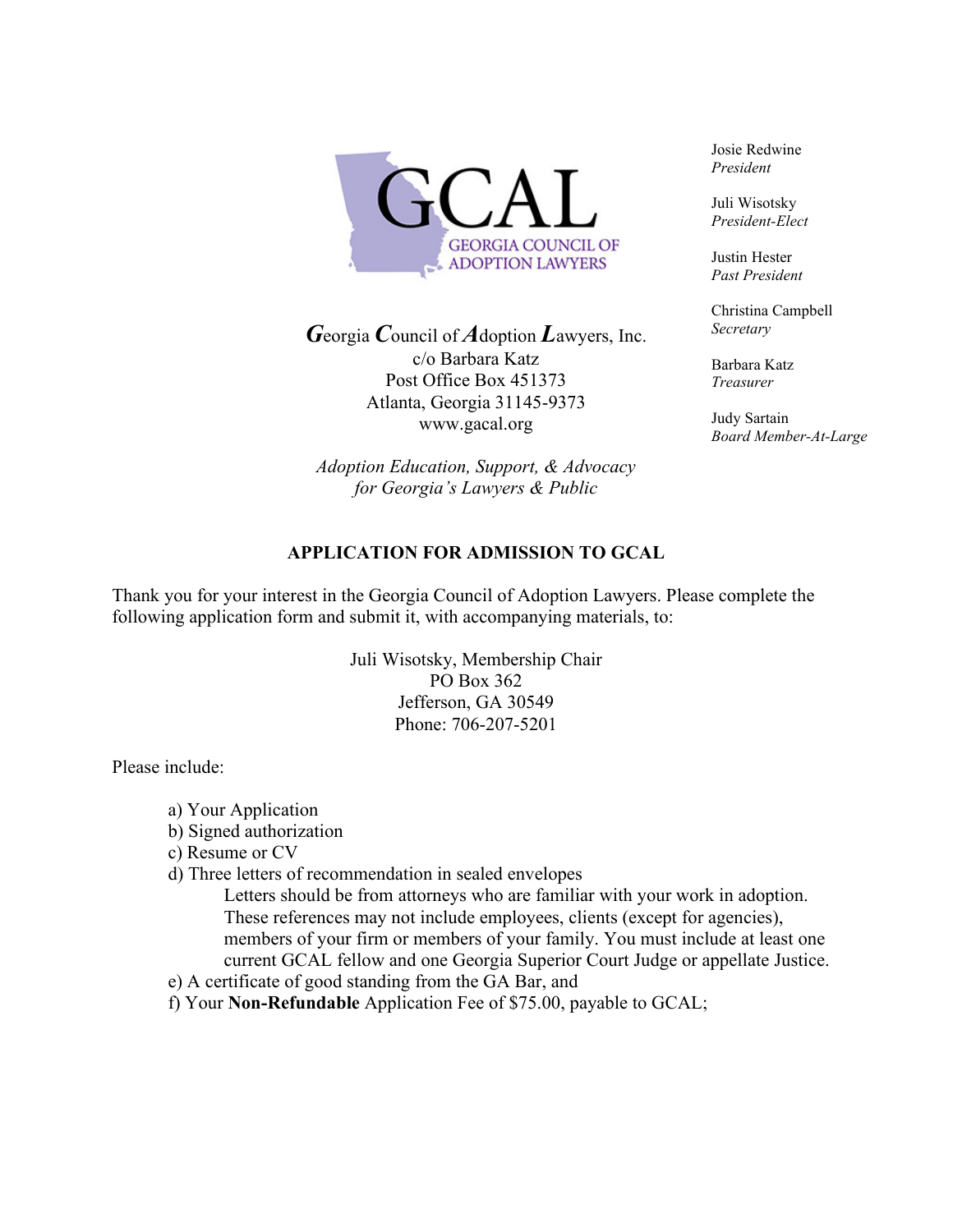GCAL
GEORGIA COUNCIL OF ADOPTION LAWYERS

Josie Redwine
*President*

Juli Wisotsky
*President-Elect*

Justin Hester
*Past President*

Christina Campbell
*Secretary*

Barbara Katz
*Treasurer*

Judy Sartain
*Board Member-At-Large*

***G***eorgia ***C***ouncil of ***A***doption ***L***awyers, Inc.
c/o Barbara Katz
Post Office Box 451373
Atlanta, Georgia 31145-9373
www.gacal.org

*Adoption Education, Support, & Advocacy*
*for Georgia's Lawyers & Public*

## APPLICATION FOR ADMISSION TO GCAL

Thank you for your interest in the Georgia Council of Adoption Lawyers. Please complete the following application form and submit it, with accompanying materials, to:

Juli Wisotsky, Membership Chair
PO Box 362
Jefferson, GA 30549
Phone: 706-207-5201

Please include:

a) Your Application
b) Signed authorization
c) Resume or CV
d) Three letters of recommendation in sealed envelopes
Letters should be from attorneys who are familiar with your work in adoption. These references may not include employees, clients (except for agencies), members of your firm or members of your family. You must include at least one current GCAL fellow and one Georgia Superior Court Judge or appellate Justice.
e) A certificate of good standing from the GA Bar, and
f) Your **Non-Refundable** Application Fee of $75.00, payable to GCAL;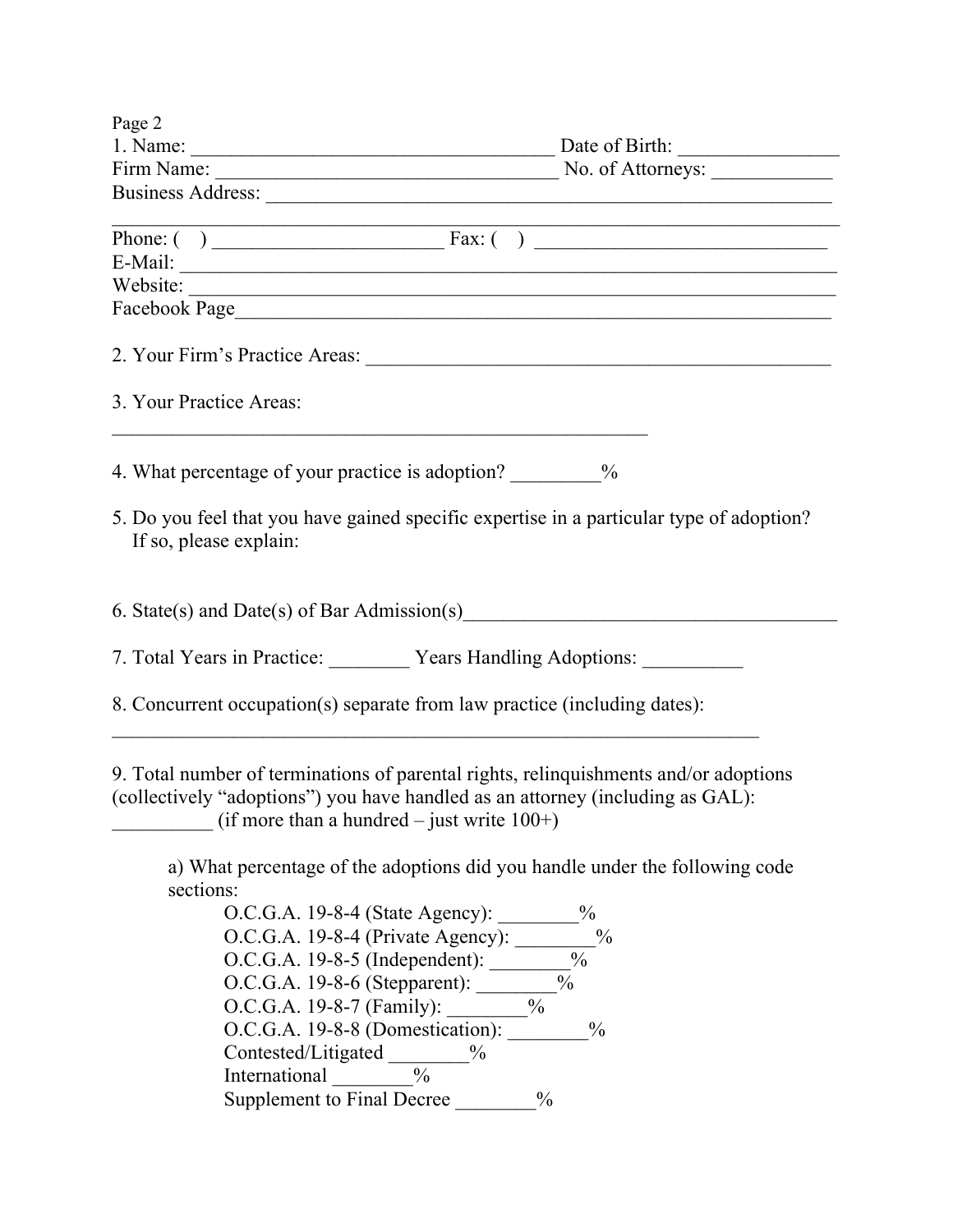1. Name: ___________________________________ Date of Birth: _______________

Firm Name: _________________________________ No. of Attorneys: ___________

Business Address: ___________________________________________________________

_____________________________________________________________________________

Phone: ( ) ______________________ Fax: ( ) ____________________________

E-Mail: _____________________________________________________________________

Website: ____________________________________________________________________

Facebook Page________________________________________________________________

2. Your Firm's Practice Areas: _______________________________________________

3. Your Practice Areas:

_____________________________________________________

4. What percentage of your practice is adoption? _________%

5. Do you feel that you have gained specific expertise in a particular type of adoption? If so, please explain:

6. State(s) and Date(s) of Bar Admission(s)_____________________________________

7. Total Years in Practice: ________ Years Handling Adoptions: __________

8. Concurrent occupation(s) separate from law practice (including dates):

_________________________________________________________________

9. Total number of terminations of parental rights, relinquishments and/or adoptions (collectively "adoptions") you have handled as an attorney (including as GAL): __________ (if more than a hundred – just write 100+)

a) What percentage of the adoptions did you handle under the following code sections:

- O.C.G.A. 19-8-4 (State Agency): ________%
- O.C.G.A. 19-8-4 (Private Agency): ________%
- O.C.G.A. 19-8-5 (Independent): ________%
- O.C.G.A. 19-8-6 (Stepparent): ________%
- O.C.G.A. 19-8-7 (Family): ________%
- O.C.G.A. 19-8-8 (Domestication): ________%
- Contested/Litigated ________%
- International ________%
- Supplement to Final Decree ________%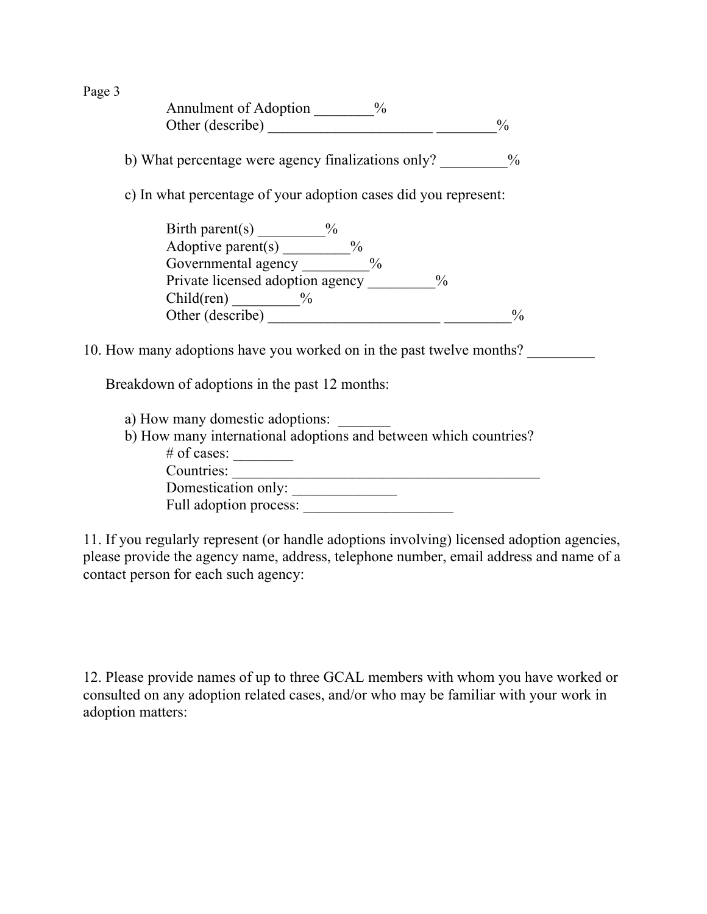Annulment of Adoption ________%
Other (describe) ______________________ ________%

b) What percentage were agency finalizations only? _________%

c) In what percentage of your adoption cases did you represent:

Birth parent(s) _________%
Adoptive parent(s) _________%
Governmental agency _________%
Private licensed adoption agency _________%
Child(ren) _________%
Other (describe) _______________________ _________%

10. How many adoptions have you worked on in the past twelve months? _________

Breakdown of adoptions in the past 12 months:

a) How many domestic adoptions: _______
b) How many international adoptions and between which countries?
# of cases: ________
Countries: ___________________________________________
Domestication only: ______________
Full adoption process: ____________________

11. If you regularly represent (or handle adoptions involving) licensed adoption agencies, please provide the agency name, address, telephone number, email address and name of a contact person for each such agency:

12. Please provide names of up to three GCAL members with whom you have worked or consulted on any adoption related cases, and/or who may be familiar with your work in adoption matters: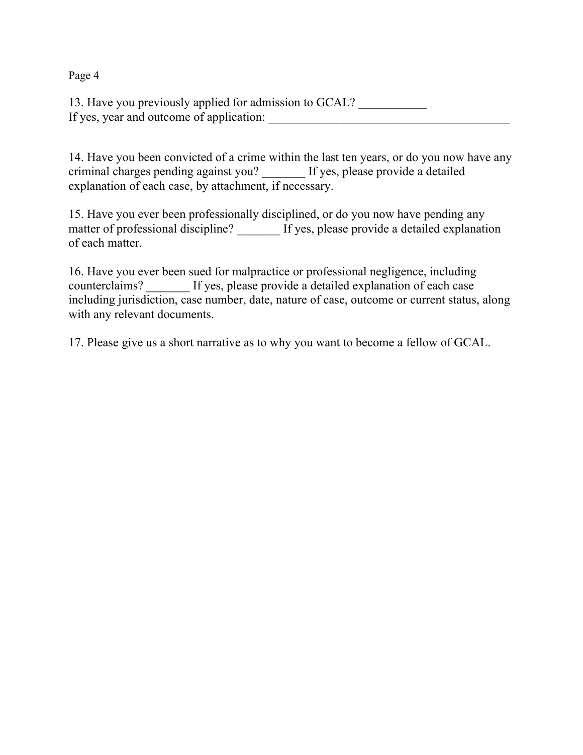13. Have you previously applied for admission to GCAL? ___________
If yes, year and outcome of application: ________________________________________

14. Have you been convicted of a crime within the last ten years, or do you now have any criminal charges pending against you? _______ If yes, please provide a detailed explanation of each case, by attachment, if necessary.

15. Have you ever been professionally disciplined, or do you now have pending any matter of professional discipline? _______ If yes, please provide a detailed explanation of each matter.

16. Have you ever been sued for malpractice or professional negligence, including counterclaims? _______ If yes, please provide a detailed explanation of each case including jurisdiction, case number, date, nature of case, outcome or current status, along with any relevant documents.

17. Please give us a short narrative as to why you want to become a fellow of GCAL.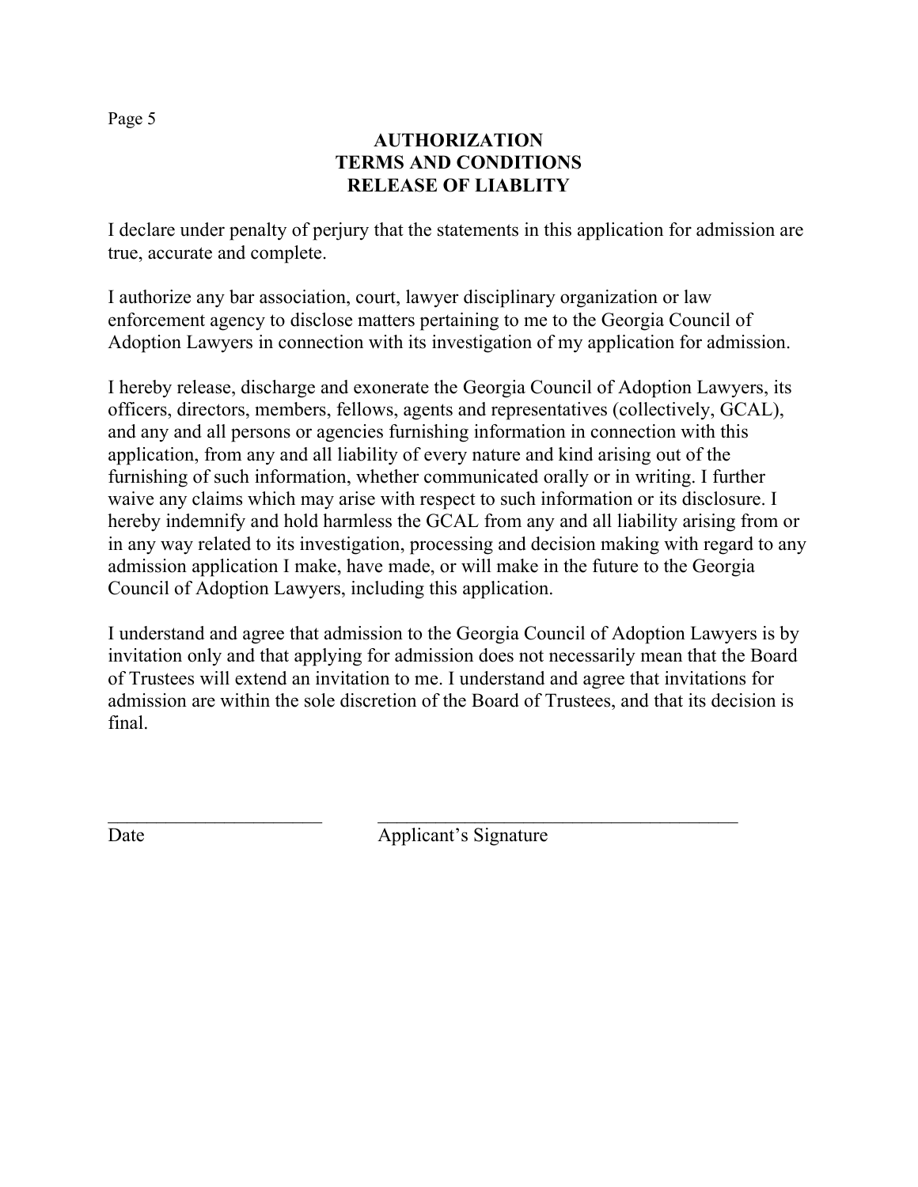## AUTHORIZATION
## TERMS AND CONDITIONS
## RELEASE OF LIABLITY

I declare under penalty of perjury that the statements in this application for admission are true, accurate and complete.

I authorize any bar association, court, lawyer disciplinary organization or law enforcement agency to disclose matters pertaining to me to the Georgia Council of Adoption Lawyers in connection with its investigation of my application for admission.

I hereby release, discharge and exonerate the Georgia Council of Adoption Lawyers, its officers, directors, members, fellows, agents and representatives (collectively, GCAL), and any and all persons or agencies furnishing information in connection with this application, from any and all liability of every nature and kind arising out of the furnishing of such information, whether communicated orally or in writing. I further waive any claims which may arise with respect to such information or its disclosure. I hereby indemnify and hold harmless the GCAL from any and all liability arising from or in any way related to its investigation, processing and decision making with regard to any admission application I make, have made, or will make in the future to the Georgia Council of Adoption Lawyers, including this application.

I understand and agree that admission to the Georgia Council of Adoption Lawyers is by invitation only and that applying for admission does not necessarily mean that the Board of Trustees will extend an invitation to me. I understand and agree that invitations for admission are within the sole discretion of the Board of Trustees, and that its decision is final.

______________________ ____________________________________

Date Applicant's Signature